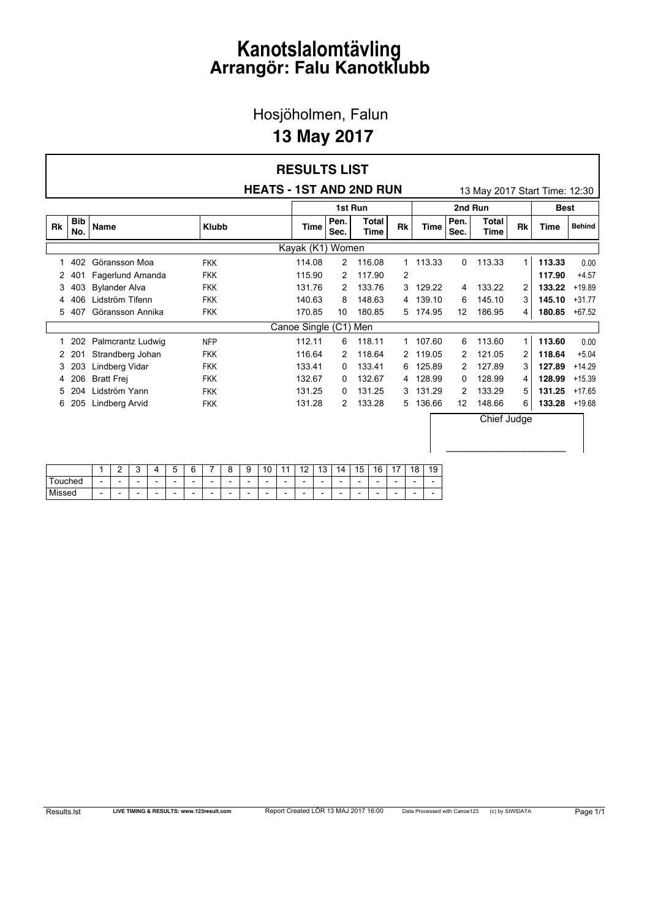# Kanotslalomtävling
# Arrangör: Falu Kanotklubb

## Hosjöholmen, Falun

## 13 May 2017

### RESULTS LIST

**HEATS - 1ST AND 2ND RUN** 13 May 2017 Start Time: 12:30

| | | | | 1st Run | | | | 2nd Run | | | | Best | |
|---|---|---|---|---|---|---|---|---|---|---|---|---|---|
| **Rk** | **Bib No.** | **Name** | **Klubb** | **Time** | **Pen. Sec.** | **Total Time** | **Rk** | **Time** | **Pen. Sec.** | **Total Time** | **Rk** | **Time** | **Behind** |
| | | | | Kayak (K1) Women | | | | | | | | | |
| 1 | 402 | Göransson Moa | FKK | 114.08 | 2 | 116.08 | 1 | 113.33 | 0 | 113.33 | 1 | **113.33** | 0.00 |
| 2 | 401 | Fagerlund Amanda | FKK | 115.90 | 2 | 117.90 | 2 | | | | | **117.90** | +4.57 |
| 3 | 403 | Bylander Alva | FKK | 131.76 | 2 | 133.76 | 3 | 129.22 | 4 | 133.22 | 2 | **133.22** | +19.89 |
| 4 | 406 | Lidström Tifenn | FKK | 140.63 | 8 | 148.63 | 4 | 139.10 | 6 | 145.10 | 3 | **145.10** | +31.77 |
| 5 | 407 | Göransson Annika | FKK | 170.85 | 10 | 180.85 | 5 | 174.95 | 12 | 186.95 | 4 | **180.85** | +67.52 |
| | | | | Canoe Single (C1) Men | | | | | | | | | |
| 1 | 202 | Palmcrantz Ludwig | NFP | 112.11 | 6 | 118.11 | 1 | 107.60 | 6 | 113.60 | 1 | **113.60** | 0.00 |
| 2 | 201 | Strandberg Johan | FKK | 116.64 | 2 | 118.64 | 2 | 119.05 | 2 | 121.05 | 2 | **118.64** | +5.04 |
| 3 | 203 | Lindberg Vidar | FKK | 133.41 | 0 | 133.41 | 6 | 125.89 | 2 | 127.89 | 3 | **127.89** | +14.29 |
| 4 | 206 | Bratt Frej | FKK | 132.67 | 0 | 132.67 | 4 | 128.99 | 0 | 128.99 | 4 | **128.99** | +15.39 |
| 5 | 204 | Lidström Yann | FKK | 131.25 | 0 | 131.25 | 3 | 131.29 | 2 | 133.29 | 5 | **131.25** | +17.65 |
| 6 | 205 | Lindberg Arvid | FKK | 131.28 | 2 | 133.28 | 5 | 136.66 | 12 | 148.66 | 6 | **133.28** | +19.68 |

Chief Judge

_______________________

| | 1 | 2 | 3 | 4 | 5 | 6 | 7 | 8 | 9 | 10 | 11 | 12 | 13 | 14 | 15 | 16 | 17 | 18 | 19 |
|---|---|---|---|---|---|---|---|---|---|---|---|---|---|---|---|---|---|---|---|
| Touched | - | - | - | - | - | - | - | - | - | - | - | - | - | - | - | - | - | - | - |
| Missed | - | - | - | - | - | - | - | - | - | - | - | - | - | - | - | - | - | - | - |

Results.lst LIVE TIMING & RESULTS: www.123result.com Report Created LÖR 13 MAJ 2017 16:00 Data Processed with Canoe123 (c) by SIWIDATA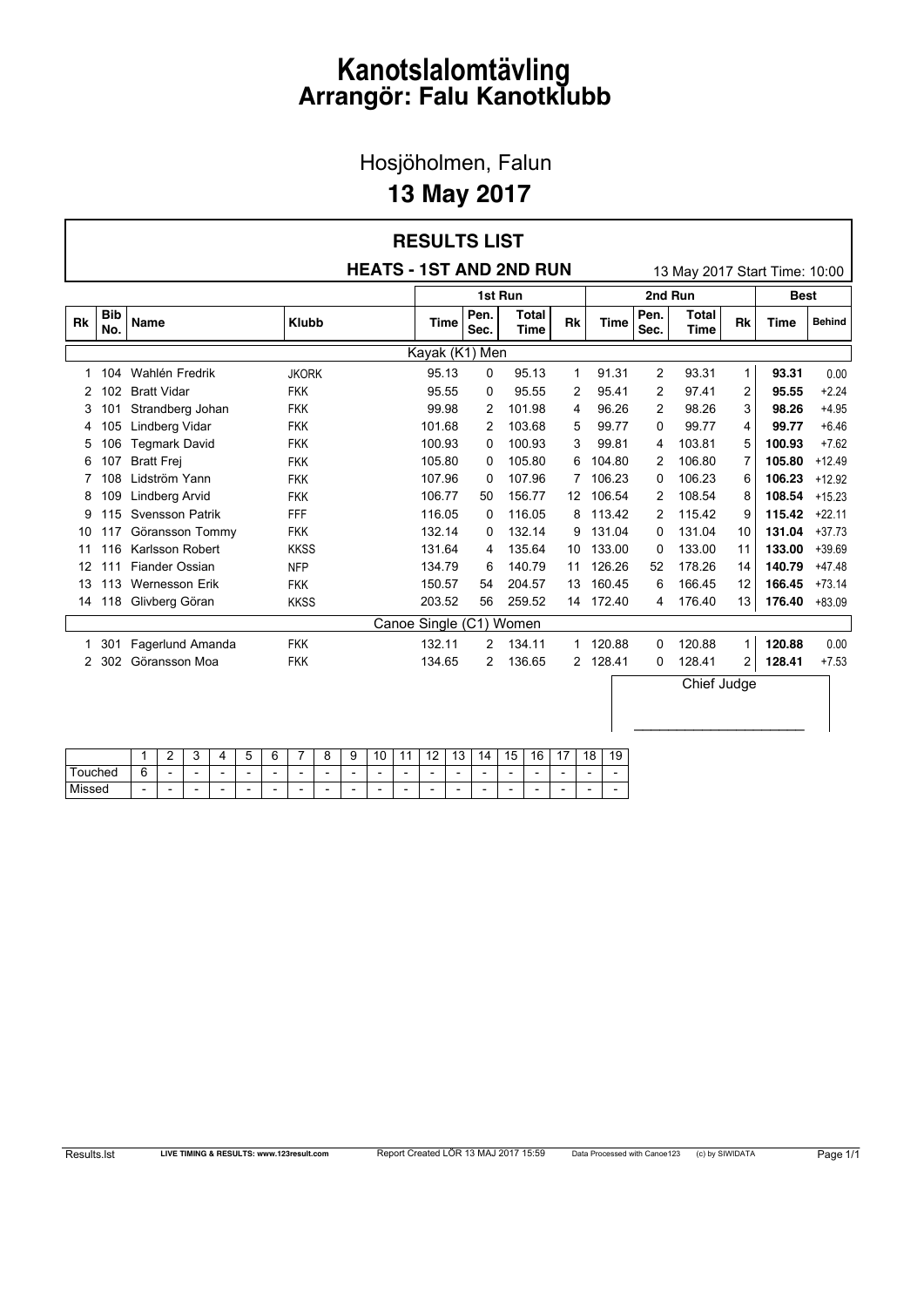# Kanotslalomtävling
# Arrangör: Falu Kanotklubb

## Hosjöholmen, Falun

## 13 May 2017

### RESULTS LIST

**HEATS - 1ST AND 2ND RUN** 13 May 2017 Start Time: 10:00

| | | | | 1st Run | | | | 2nd Run | | | | Best | |
|---|---|---|---|---|---|---|---|---|---|---|---|---|---|
| **Rk** | **Bib No.** | **Name** | **Klubb** | **Time** | **Pen. Sec.** | **Total Time** | **Rk** | **Time** | **Pen. Sec.** | **Total Time** | **Rk** | **Time** | **Behind** |
| | | | | **Kayak (K1) Men** | | | | | | | | | |
| 1 | 104 | Wahlén Fredrik | JKORK | 95.13 | 0 | 95.13 | 1 | 91.31 | 2 | 93.31 | 1 | **93.31** | 0.00 |
| 2 | 102 | Bratt Vidar | FKK | 95.55 | 0 | 95.55 | 2 | 95.41 | 2 | 97.41 | 2 | **95.55** | +2.24 |
| 3 | 101 | Strandberg Johan | FKK | 99.98 | 2 | 101.98 | 4 | 96.26 | 2 | 98.26 | 3 | **98.26** | +4.95 |
| 4 | 105 | Lindberg Vidar | FKK | 101.68 | 2 | 103.68 | 5 | 99.77 | 0 | 99.77 | 4 | **99.77** | +6.46 |
| 5 | 106 | Tegmark David | FKK | 100.93 | 0 | 100.93 | 3 | 99.81 | 4 | 103.81 | 5 | **100.93** | +7.62 |
| 6 | 107 | Bratt Frej | FKK | 105.80 | 0 | 105.80 | 6 | 104.80 | 2 | 106.80 | 7 | **105.80** | +12.49 |
| 7 | 108 | Lidström Yann | FKK | 107.96 | 0 | 107.96 | 7 | 106.23 | 0 | 106.23 | 6 | **106.23** | +12.92 |
| 8 | 109 | Lindberg Arvid | FKK | 106.77 | 50 | 156.77 | 12 | 106.54 | 2 | 108.54 | 8 | **108.54** | +15.23 |
| 9 | 115 | Svensson Patrik | FFF | 116.05 | 0 | 116.05 | 8 | 113.42 | 2 | 115.42 | 9 | **115.42** | +22.11 |
| 10 | 117 | Göransson Tommy | FKK | 132.14 | 0 | 132.14 | 9 | 131.04 | 0 | 131.04 | 10 | **131.04** | +37.73 |
| 11 | 116 | Karlsson Robert | KKSS | 131.64 | 4 | 135.64 | 10 | 133.00 | 0 | 133.00 | 11 | **133.00** | +39.69 |
| 12 | 111 | Fiander Ossian | NFP | 134.79 | 6 | 140.79 | 11 | 126.26 | 52 | 178.26 | 14 | **140.79** | +47.48 |
| 13 | 113 | Wernesson Erik | FKK | 150.57 | 54 | 204.57 | 13 | 160.45 | 6 | 166.45 | 12 | **166.45** | +73.14 |
| 14 | 118 | Glivberg Göran | KKSS | 203.52 | 56 | 259.52 | 14 | 172.40 | 4 | 176.40 | 13 | **176.40** | +83.09 |
| | | | | **Canoe Single (C1) Women** | | | | | | | | | |
| 1 | 301 | Fagerlund Amanda | FKK | 132.11 | 2 | 134.11 | 1 | 120.88 | 0 | 120.88 | 1 | **120.88** | 0.00 |
| 2 | 302 | Göransson Moa | FKK | 134.65 | 2 | 136.65 | 2 | 128.41 | 0 | 128.41 | 2 | **128.41** | +7.53 |

Chief Judge

_____________________

| | 1 | 2 | 3 | 4 | 5 | 6 | 7 | 8 | 9 | 10 | 11 | 12 | 13 | 14 | 15 | 16 | 17 | 18 | 19 |
|---|---|---|---|---|---|---|---|---|---|---|---|---|---|---|---|---|---|---|---|
| Touched | 6 | - | - | - | - | - | - | - | - | - | - | - | - | - | - | - | - | - | - |
| Missed | - | - | - | - | - | - | - | - | - | - | - | - | - | - | - | - | - | - | - |

Results.lst LIVE TIMING & RESULTS: www.123result.com Report Created LÖR 13 MAJ 2017 15:59 Data Processed with Canoe123 (c) by SIWIDATA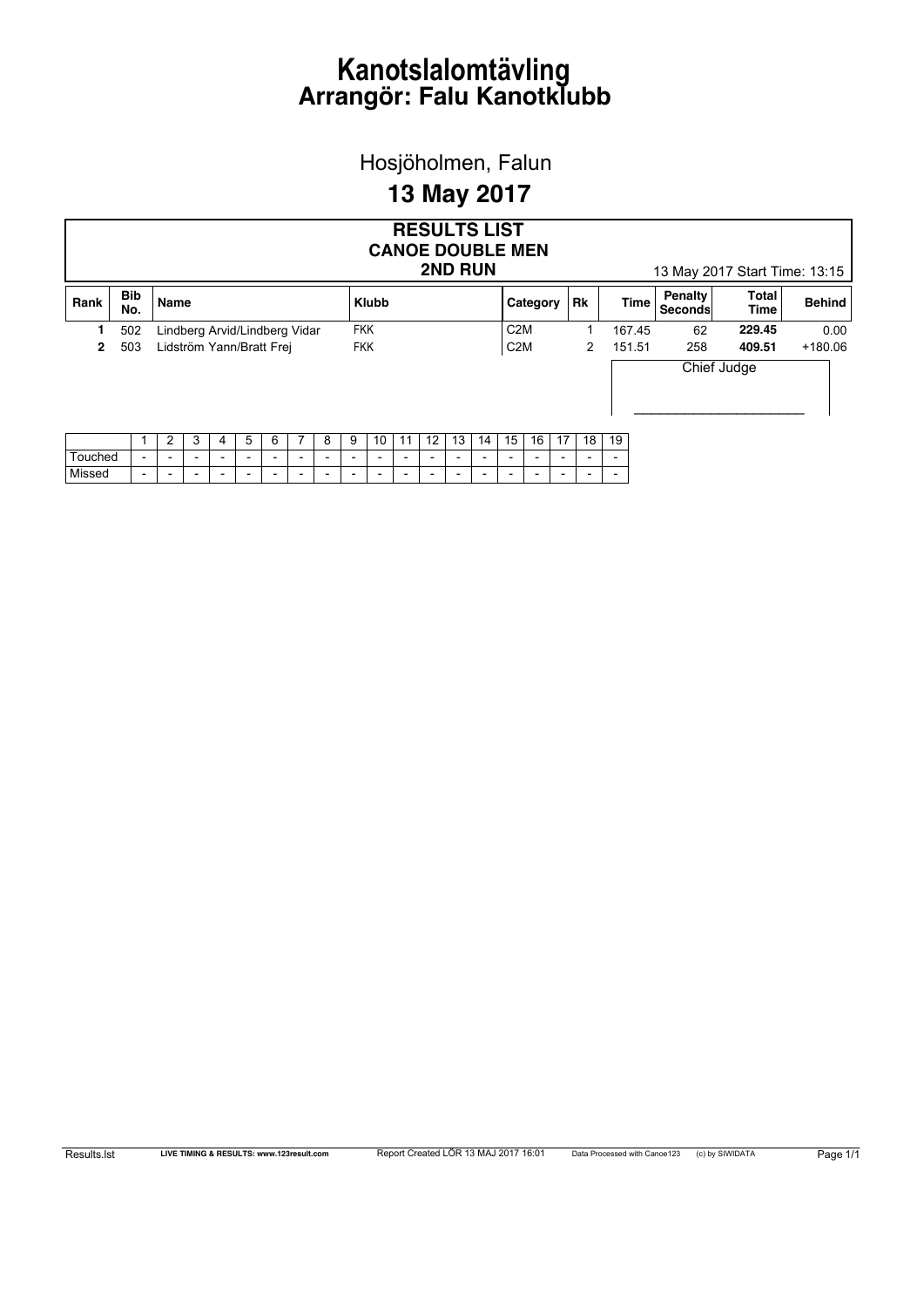# Kanotslalomtävling
# Arrangör: Falu Kanotklubb

Hosjöholmen, Falun

## 13 May 2017

### RESULTS LIST
### CANOE DOUBLE MEN
### 2ND RUN

13 May 2017 Start Time: 13:15

| Rank | Bib No. | Name | Klubb | Category | Rk | Time | Penalty Seconds | Total Time | Behind |
|---|---|---|---|---|---|---|---|---|---|
| **1** | 502 | Lindberg Arvid/Lindberg Vidar | FKK | C2M | 1 | 167.45 | 62 | **229.45** | 0.00 |
| **2** | 503 | Lidström Yann/Bratt Frej | FKK | C2M | 2 | 151.51 | 258 | **409.51** | +180.06 |

Chief Judge

_______________________

| | 1 | 2 | 3 | 4 | 5 | 6 | 7 | 8 | 9 | 10 | 11 | 12 | 13 | 14 | 15 | 16 | 17 | 18 | 19 |
|---|---|---|---|---|---|---|---|---|---|---|---|---|---|---|---|---|---|---|---|
| Touched | - | - | - | - | - | - | - | - | - | - | - | - | - | - | - | - | - | - | - |
| Missed | - | - | - | - | - | - | - | - | - | - | - | - | - | - | - | - | - | - | - |

Results.lst LIVE TIMING & RESULTS: www.123result.com Report Created LÖR 13 MAJ 2017 16:01 Data Processed with Canoe123 (c) by SIWIDATA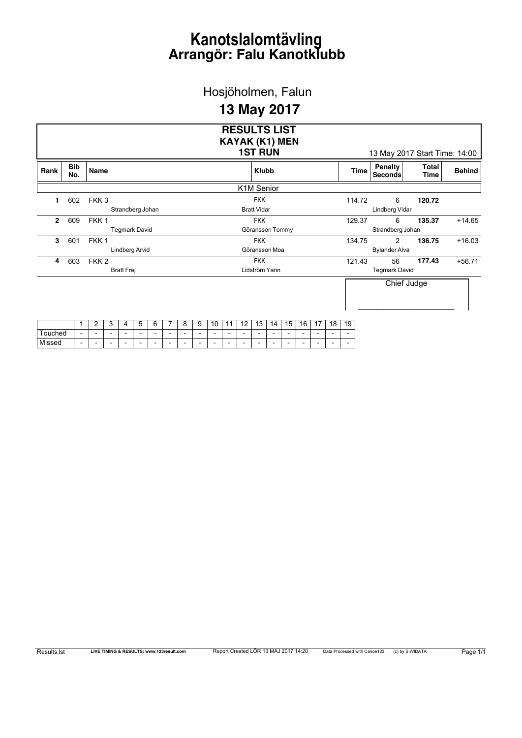# Kanotslalomtävling
# Arrangör: Falu Kanotklubb

## Hosjöholmen, Falun

## 13 May 2017

### RESULTS LIST
### KAYAK (K1) MEN
### 1ST RUN

13 May 2017 Start Time: 14:00

| Rank | Bib No. | Name | Klubb | Time | Penalty Seconds | Total Time | Behind |
|---|---|---|---|---|---|---|---|
| | | | K1M Senior | | | | |
| 1 | 602 | FKK 3<br>Strandberg Johan | FKK<br>Bratt Vidar | 114.72 | 6<br>Lindberg Vidar | **120.72** | |
| 2 | 609 | FKK 1<br>Tegmark David | FKK<br>Göransson Tommy | 129.37 | 6<br>Strandberg Johan | **135.37** | +14.65 |
| 3 | 601 | FKK 1<br>Lindberg Arvid | FKK<br>Göransson Moa | 134.75 | 2<br>Bylander Alva | **136.75** | +16.03 |
| 4 | 603 | FKK 2<br>Bratt Frej | FKK<br>Lidström Yann | 121.43 | 56<br>Tegmark David | **177.43** | +56.71 |

Chief Judge

_______________________

| | 1 | 2 | 3 | 4 | 5 | 6 | 7 | 8 | 9 | 10 | 11 | 12 | 13 | 14 | 15 | 16 | 17 | 18 | 19 |
|---|---|---|---|---|---|---|---|---|---|---|---|---|---|---|---|---|---|---|---|
| Touched | - | - | - | - | - | - | - | - | - | - | - | - | - | - | - | - | - | - | - |
| Missed | - | - | - | - | - | - | - | - | - | - | - | - | - | - | - | - | - | - | - |

Results.lst LIVE TIMING & RESULTS: www.123result.com Report Created LÖR 13 MAJ 2017 14:20 Data Processed with Canoe123 (c) by SIWIDATA